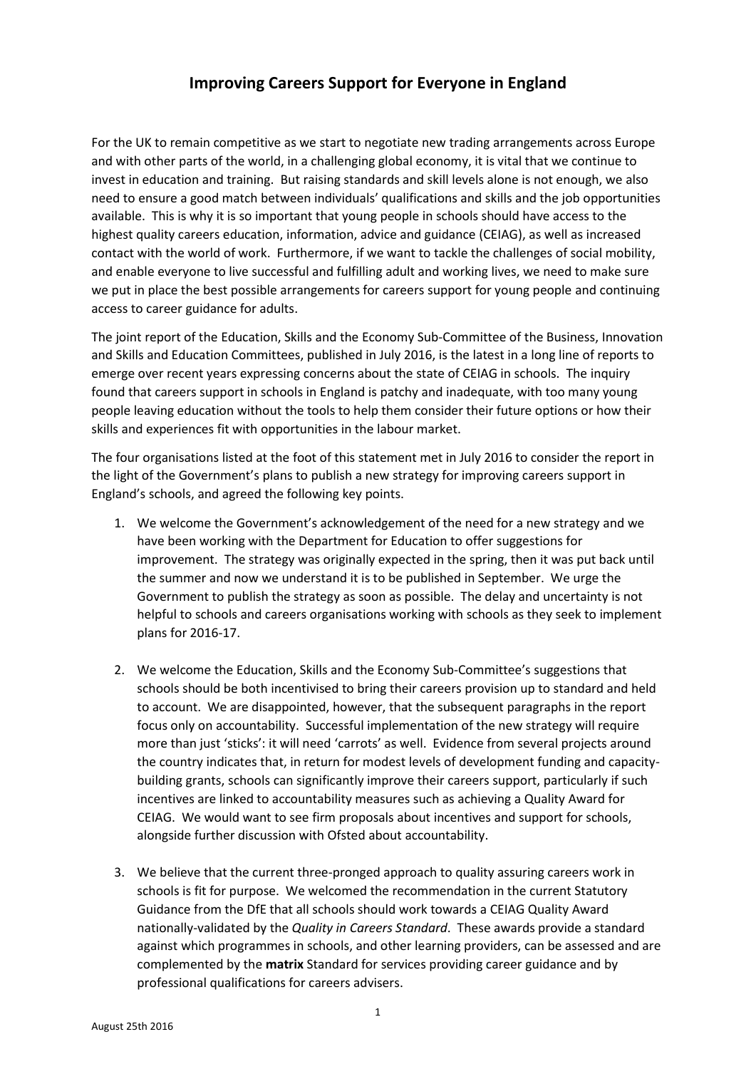# Improving Careers Support for Everyone in England

For the UK to remain competitive as we start to negotiate new trading arrangements across Europe and with other parts of the world, in a challenging global economy, it is vital that we continue to invest in education and training. But raising standards and skill levels alone is not enough, we also need to ensure a good match between individuals' qualifications and skills and the job opportunities available. This is why it is so important that young people in schools should have access to the highest quality careers education, information, advice and guidance (CEIAG), as well as increased contact with the world of work. Furthermore, if we want to tackle the challenges of social mobility, and enable everyone to live successful and fulfilling adult and working lives, we need to make sure we put in place the best possible arrangements for careers support for young people and continuing access to career guidance for adults.

The joint report of the Education, Skills and the Economy Sub-Committee of the Business, Innovation and Skills and Education Committees, published in July 2016, is the latest in a long line of reports to emerge over recent years expressing concerns about the state of CEIAG in schools. The inquiry found that careers support in schools in England is patchy and inadequate, with too many young people leaving education without the tools to help them consider their future options or how their skills and experiences fit with opportunities in the labour market.

The four organisations listed at the foot of this statement met in July 2016 to consider the report in the light of the Government's plans to publish a new strategy for improving careers support in England's schools, and agreed the following key points.

1. We welcome the Government's acknowledgement of the need for a new strategy and we have been working with the Department for Education to offer suggestions for improvement. The strategy was originally expected in the spring, then it was put back until the summer and now we understand it is to be published in September. We urge the Government to publish the strategy as soon as possible. The delay and uncertainty is not helpful to schools and careers organisations working with schools as they seek to implement plans for 2016-17.

2. We welcome the Education, Skills and the Economy Sub-Committee's suggestions that schools should be both incentivised to bring their careers provision up to standard and held to account. We are disappointed, however, that the subsequent paragraphs in the report focus only on accountability. Successful implementation of the new strategy will require more than just 'sticks': it will need 'carrots' as well. Evidence from several projects around the country indicates that, in return for modest levels of development funding and capacity-building grants, schools can significantly improve their careers support, particularly if such incentives are linked to accountability measures such as achieving a Quality Award for CEIAG. We would want to see firm proposals about incentives and support for schools, alongside further discussion with Ofsted about accountability.

3. We believe that the current three-pronged approach to quality assuring careers work in schools is fit for purpose. We welcomed the recommendation in the current Statutory Guidance from the DfE that all schools should work towards a CEIAG Quality Award nationally-validated by the *Quality in Careers Standard*. These awards provide a standard against which programmes in schools, and other learning providers, can be assessed and are complemented by the **matrix** Standard for services providing career guidance and by professional qualifications for careers advisers.

August 25th 2016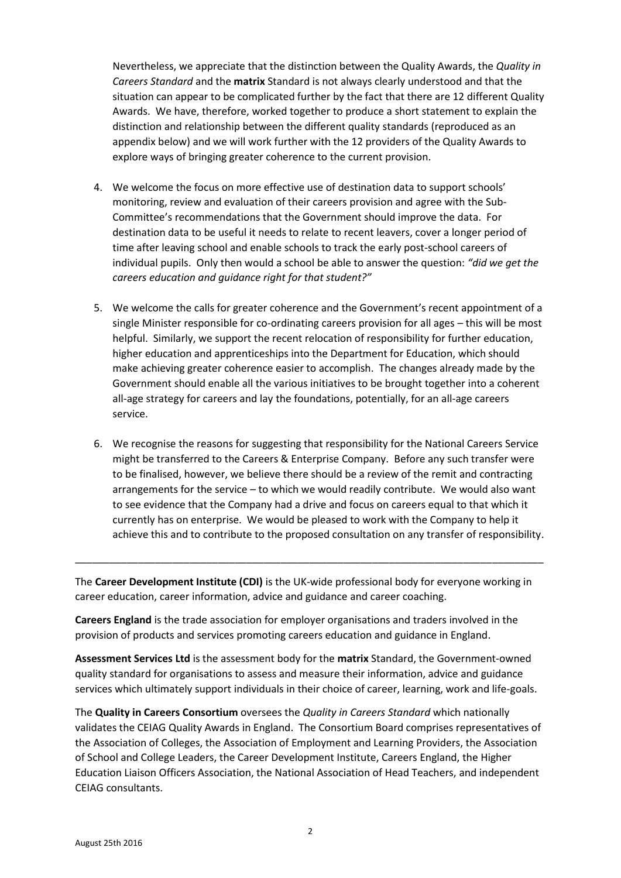Nevertheless, we appreciate that the distinction between the Quality Awards, the *Quality in Careers Standard* and the **matrix** Standard is not always clearly understood and that the situation can appear to be complicated further by the fact that there are 12 different Quality Awards. We have, therefore, worked together to produce a short statement to explain the distinction and relationship between the different quality standards (reproduced as an appendix below) and we will work further with the 12 providers of the Quality Awards to explore ways of bringing greater coherence to the current provision.

4. We welcome the focus on more effective use of destination data to support schools' monitoring, review and evaluation of their careers provision and agree with the Sub-Committee's recommendations that the Government should improve the data. For destination data to be useful it needs to relate to recent leavers, cover a longer period of time after leaving school and enable schools to track the early post-school careers of individual pupils. Only then would a school be able to answer the question: *"did we get the careers education and guidance right for that student?"*

5. We welcome the calls for greater coherence and the Government's recent appointment of a single Minister responsible for co-ordinating careers provision for all ages – this will be most helpful. Similarly, we support the recent relocation of responsibility for further education, higher education and apprenticeships into the Department for Education, which should make achieving greater coherence easier to accomplish. The changes already made by the Government should enable all the various initiatives to be brought together into a coherent all-age strategy for careers and lay the foundations, potentially, for an all-age careers service.

6. We recognise the reasons for suggesting that responsibility for the National Careers Service might be transferred to the Careers & Enterprise Company. Before any such transfer were to be finalised, however, we believe there should be a review of the remit and contracting arrangements for the service – to which we would readily contribute. We would also want to see evidence that the Company had a drive and focus on careers equal to that which it currently has on enterprise. We would be pleased to work with the Company to help it achieve this and to contribute to the proposed consultation on any transfer of responsibility.

---

The **Career Development Institute (CDI)** is the UK-wide professional body for everyone working in career education, career information, advice and guidance and career coaching.

**Careers England** is the trade association for employer organisations and traders involved in the provision of products and services promoting careers education and guidance in England.

**Assessment Services Ltd** is the assessment body for the **matrix** Standard, the Government-owned quality standard for organisations to assess and measure their information, advice and guidance services which ultimately support individuals in their choice of career, learning, work and life-goals.

The **Quality in Careers Consortium** oversees the *Quality in Careers Standard* which nationally validates the CEIAG Quality Awards in England. The Consortium Board comprises representatives of the Association of Colleges, the Association of Employment and Learning Providers, the Association of School and College Leaders, the Career Development Institute, Careers England, the Higher Education Liaison Officers Association, the National Association of Head Teachers, and independent CEIAG consultants.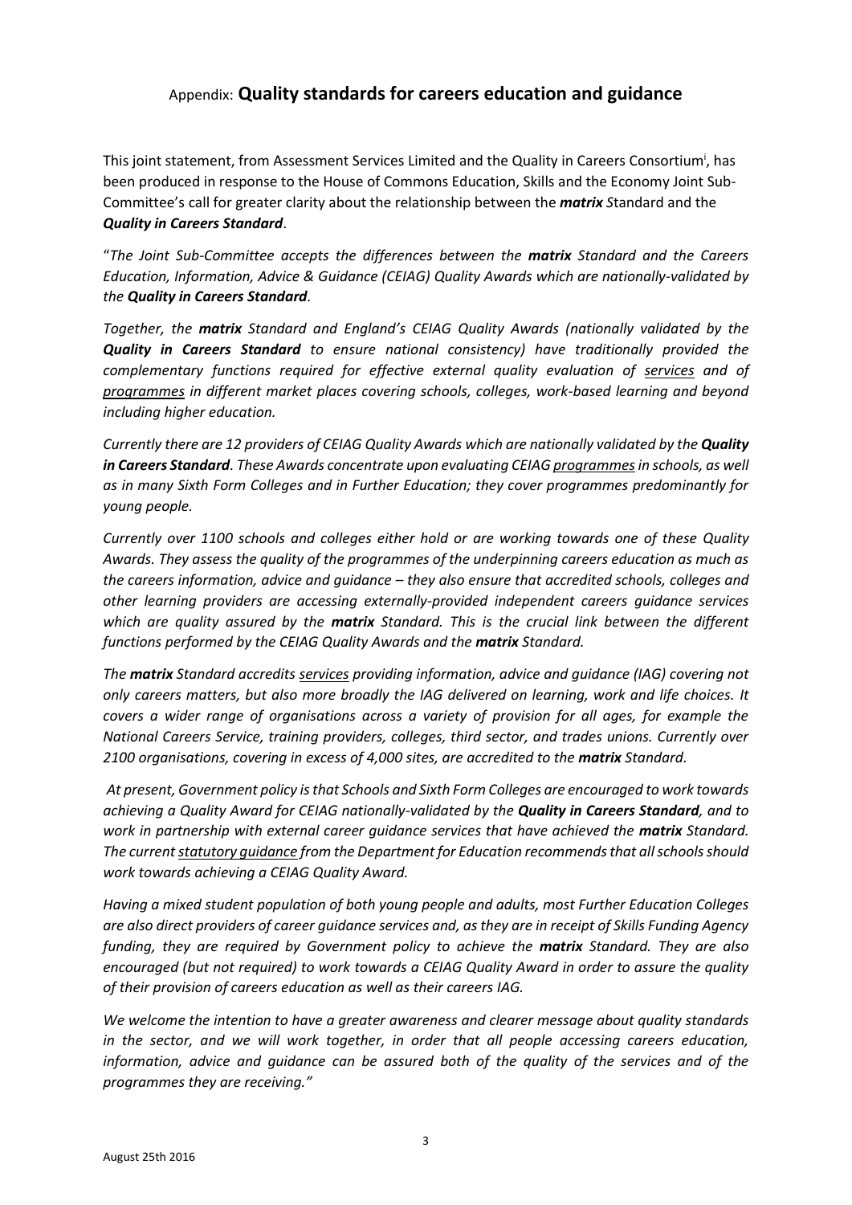## Appendix: **Quality standards for careers education and guidance**

This joint statement, from Assessment Services Limited and the Quality in Careers Consortium[i], has been produced in response to the House of Commons Education, Skills and the Economy Joint Sub-Committee's call for greater clarity about the relationship between the ***matrix*** *S*tandard and the ***Quality in Careers Standard***.

"*The Joint Sub-Committee accepts the differences between the* ***matrix*** *Standard and the Careers Education, Information, Advice & Guidance (CEIAG) Quality Awards which are nationally-validated by the* ***Quality in Careers Standard****.*

*Together, the* ***matrix*** *Standard and England's CEIAG Quality Awards (nationally validated by the* ***Quality in Careers Standard*** *to ensure national consistency) have traditionally provided the complementary functions required for effective external quality evaluation of services and of programmes in different market places covering schools, colleges, work-based learning and beyond including higher education.*

*Currently there are 12 providers of CEIAG Quality Awards which are nationally validated by the* ***Quality in Careers Standard****. These Awards concentrate upon evaluating CEIAG programmes in schools, as well as in many Sixth Form Colleges and in Further Education; they cover programmes predominantly for young people.*

*Currently over 1100 schools and colleges either hold or are working towards one of these Quality Awards. They assess the quality of the programmes of the underpinning careers education as much as the careers information, advice and guidance – they also ensure that accredited schools, colleges and other learning providers are accessing externally-provided independent careers guidance services which are quality assured by the* ***matrix*** *Standard. This is the crucial link between the different functions performed by the CEIAG Quality Awards and the* ***matrix*** *Standard.*

*The* ***matrix*** *Standard accredits services providing information, advice and guidance (IAG) covering not only careers matters, but also more broadly the IAG delivered on learning, work and life choices. It covers a wider range of organisations across a variety of provision for all ages, for example the National Careers Service, training providers, colleges, third sector, and trades unions. Currently over 2100 organisations, covering in excess of 4,000 sites, are accredited to the* ***matrix*** *Standard.*

*At present, Government policy is that Schools and Sixth Form Colleges are encouraged to work towards achieving a Quality Award for CEIAG nationally-validated by the* ***Quality in Careers Standard****, and to work in partnership with external career guidance services that have achieved the* ***matrix*** *Standard. The current statutory guidance from the Department for Education recommends that all schools should work towards achieving a CEIAG Quality Award.*

*Having a mixed student population of both young people and adults, most Further Education Colleges are also direct providers of career guidance services and, as they are in receipt of Skills Funding Agency funding, they are required by Government policy to achieve the* ***matrix*** *Standard. They are also encouraged (but not required) to work towards a CEIAG Quality Award in order to assure the quality of their provision of careers education as well as their careers IAG.*

*We welcome the intention to have a greater awareness and clearer message about quality standards in the sector, and we will work together, in order that all people accessing careers education, information, advice and guidance can be assured both of the quality of the services and of the programmes they are receiving."*

August 25th 2016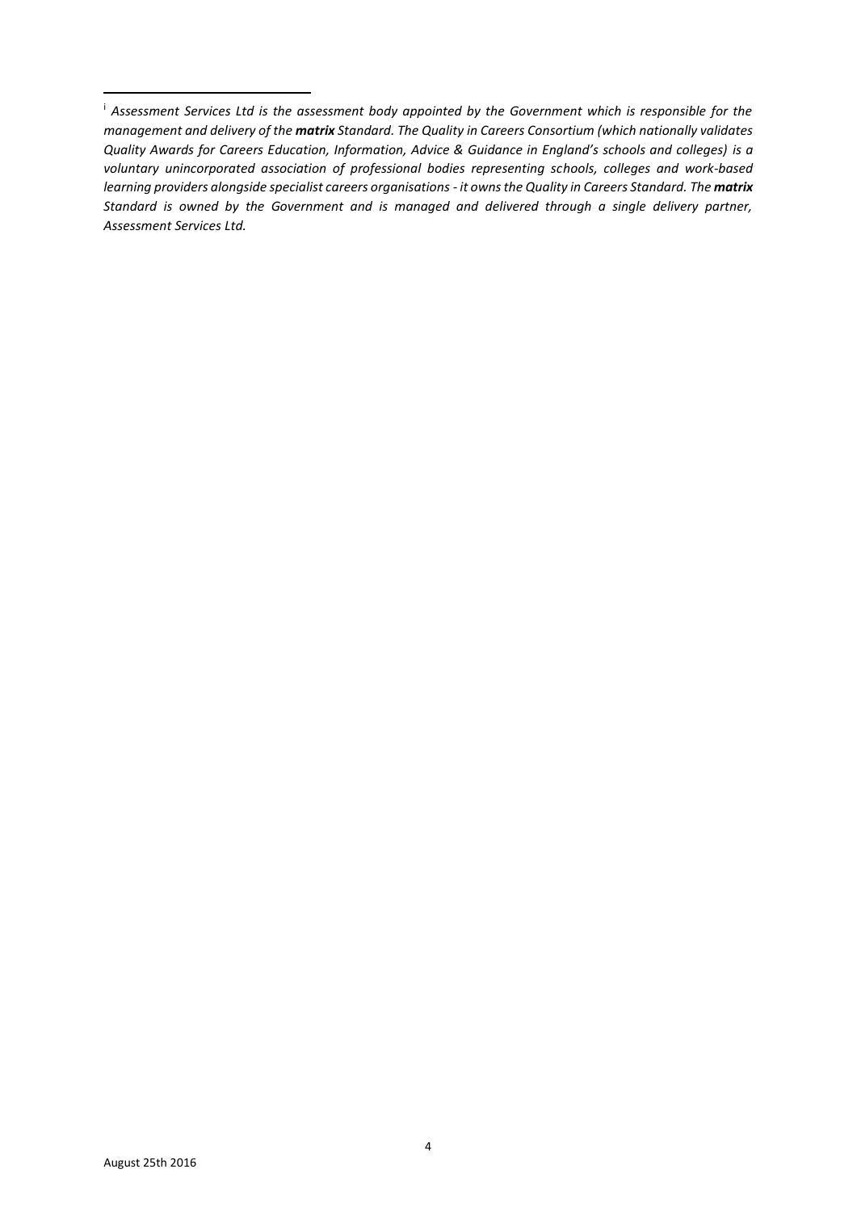[i] *Assessment Services Ltd is the assessment body appointed by the Government which is responsible for the management and delivery of the* ***matrix*** *Standard. The Quality in Careers Consortium (which nationally validates Quality Awards for Careers Education, Information, Advice & Guidance in England's schools and colleges) is a voluntary unincorporated association of professional bodies representing schools, colleges and work-based learning providers alongside specialist careers organisations - it owns the Quality in Careers Standard. The* ***matrix*** *Standard is owned by the Government and is managed and delivered through a single delivery partner, Assessment Services Ltd.*